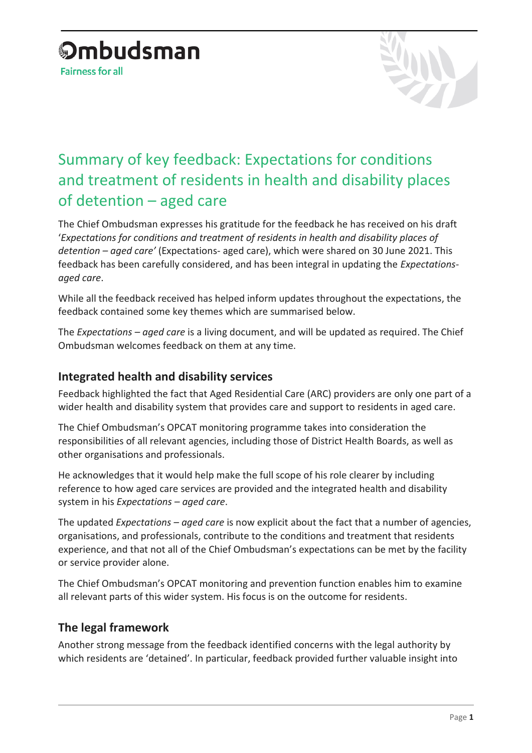# Ombudsman

Fairness for all

# Summary of key feedback: Expectations for conditions and treatment of residents in health and disability places of detention – aged care

The Chief Ombudsman expresses his gratitude for the feedback he has received on his draft '*Expectations for conditions and treatment of residents in health and disability places of detention – aged care'* (Expectations- aged care), which were shared on 30 June 2021. This feedback has been carefully considered, and has been integral in updating the *Expectations-aged care*.

While all the feedback received has helped inform updates throughout the expectations, the feedback contained some key themes which are summarised below.

The *Expectations – aged care* is a living document, and will be updated as required. The Chief Ombudsman welcomes feedback on them at any time.

## Integrated health and disability services

Feedback highlighted the fact that Aged Residential Care (ARC) providers are only one part of a wider health and disability system that provides care and support to residents in aged care.

The Chief Ombudsman's OPCAT monitoring programme takes into consideration the responsibilities of all relevant agencies, including those of District Health Boards, as well as other organisations and professionals.

He acknowledges that it would help make the full scope of his role clearer by including reference to how aged care services are provided and the integrated health and disability system in his *Expectations – aged care*.

The updated *Expectations – aged care* is now explicit about the fact that a number of agencies, organisations, and professionals, contribute to the conditions and treatment that residents experience, and that not all of the Chief Ombudsman's expectations can be met by the facility or service provider alone.

The Chief Ombudsman's OPCAT monitoring and prevention function enables him to examine all relevant parts of this wider system. His focus is on the outcome for residents.

## The legal framework

Another strong message from the feedback identified concerns with the legal authority by which residents are 'detained'. In particular, feedback provided further valuable insight into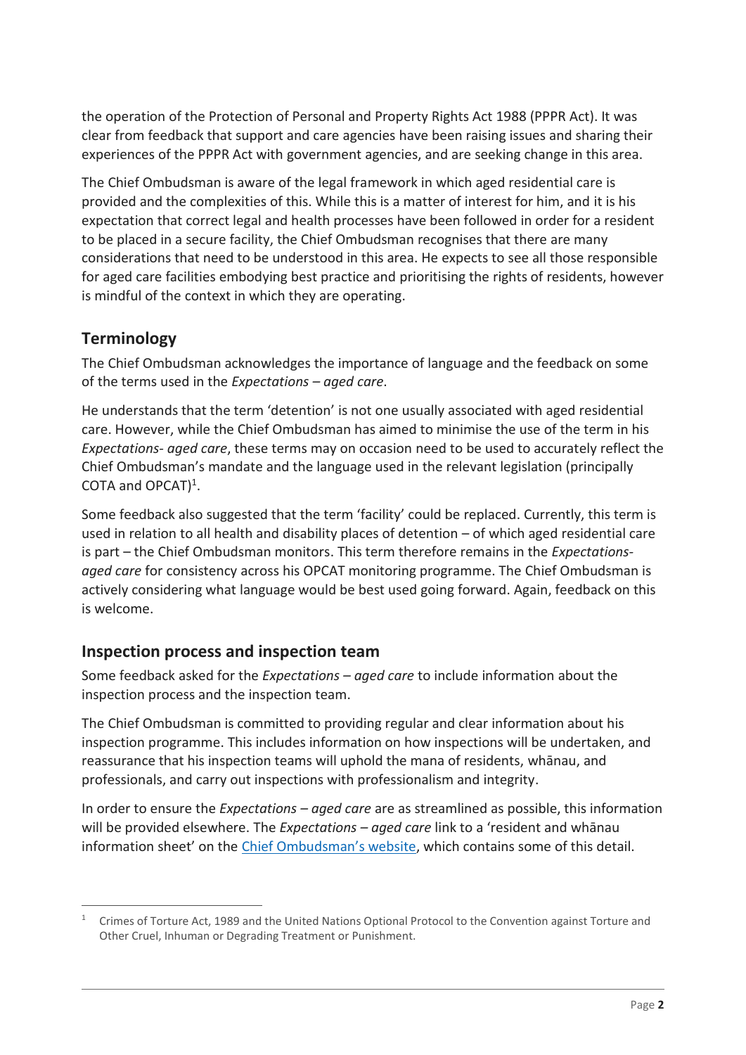the operation of the Protection of Personal and Property Rights Act 1988 (PPPR Act). It was clear from feedback that support and care agencies have been raising issues and sharing their experiences of the PPPR Act with government agencies, and are seeking change in this area.

The Chief Ombudsman is aware of the legal framework in which aged residential care is provided and the complexities of this. While this is a matter of interest for him, and it is his expectation that correct legal and health processes have been followed in order for a resident to be placed in a secure facility, the Chief Ombudsman recognises that there are many considerations that need to be understood in this area. He expects to see all those responsible for aged care facilities embodying best practice and prioritising the rights of residents, however is mindful of the context in which they are operating.

## Terminology

The Chief Ombudsman acknowledges the importance of language and the feedback on some of the terms used in the *Expectations – aged care*.

He understands that the term 'detention' is not one usually associated with aged residential care. However, while the Chief Ombudsman has aimed to minimise the use of the term in his *Expectations- aged care*, these terms may on occasion need to be used to accurately reflect the Chief Ombudsman's mandate and the language used in the relevant legislation (principally COTA and OPCAT)[1].

Some feedback also suggested that the term 'facility' could be replaced. Currently, this term is used in relation to all health and disability places of detention – of which aged residential care is part – the Chief Ombudsman monitors. This term therefore remains in the *Expectations- aged care* for consistency across his OPCAT monitoring programme. The Chief Ombudsman is actively considering what language would be best used going forward. Again, feedback on this is welcome.

## Inspection process and inspection team

Some feedback asked for the *Expectations – aged care* to include information about the inspection process and the inspection team.

The Chief Ombudsman is committed to providing regular and clear information about his inspection programme. This includes information on how inspections will be undertaken, and reassurance that his inspection teams will uphold the mana of residents, whānau, and professionals, and carry out inspections with professionalism and integrity.

In order to ensure the *Expectations – aged care* are as streamlined as possible, this information will be provided elsewhere. The *Expectations – aged care* link to a 'resident and whānau information sheet' on the Chief Ombudsman's website, which contains some of this detail.

[1] Crimes of Torture Act, 1989 and the United Nations Optional Protocol to the Convention against Torture and Other Cruel, Inhuman or Degrading Treatment or Punishment.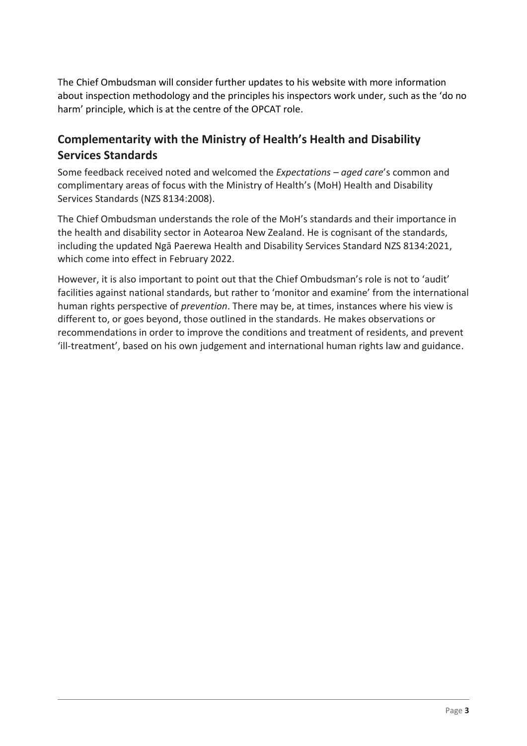The Chief Ombudsman will consider further updates to his website with more information about inspection methodology and the principles his inspectors work under, such as the 'do no harm' principle, which is at the centre of the OPCAT role.

## Complementarity with the Ministry of Health's Health and Disability Services Standards

Some feedback received noted and welcomed the *Expectations – aged care*'s common and complimentary areas of focus with the Ministry of Health's (MoH) Health and Disability Services Standards (NZS 8134:2008).

The Chief Ombudsman understands the role of the MoH's standards and their importance in the health and disability sector in Aotearoa New Zealand. He is cognisant of the standards, including the updated Ngā Paerewa Health and Disability Services Standard NZS 8134:2021, which come into effect in February 2022.

However, it is also important to point out that the Chief Ombudsman's role is not to 'audit' facilities against national standards, but rather to 'monitor and examine' from the international human rights perspective of *prevention*. There may be, at times, instances where his view is different to, or goes beyond, those outlined in the standards. He makes observations or recommendations in order to improve the conditions and treatment of residents, and prevent 'ill-treatment', based on his own judgement and international human rights law and guidance.